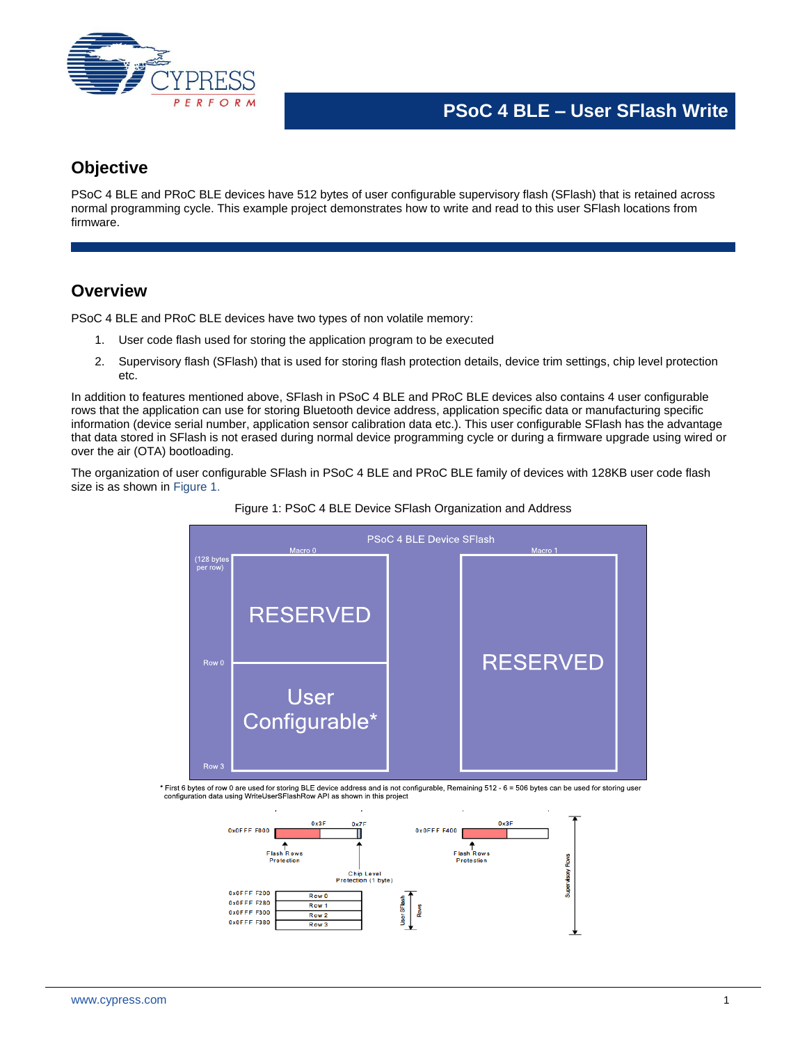# PSoC 4 BLE – User SFlash Write

## Objective

PSoC 4 BLE and PRoC BLE devices have 512 bytes of user configurable supervisory flash (SFlash) that is retained across normal programming cycle. This example project demonstrates how to write and read to this user SFlash locations from firmware.

## Overview

PSoC 4 BLE and PRoC BLE devices have two types of non volatile memory:

1. User code flash used for storing the application program to be executed
2. Supervisory flash (SFlash) that is used for storing flash protection details, device trim settings, chip level protection etc.

In addition to features mentioned above, SFlash in PSoC 4 BLE and PRoC BLE devices also contains 4 user configurable rows that the application can use for storing Bluetooth device address, application specific data or manufacturing specific information (device serial number, application sensor calibration data etc.). This user configurable SFlash has the advantage that data stored in SFlash is not erased during normal device programming cycle or during a firmware upgrade using wired or over the air (OTA) bootloading.

The organization of user configurable SFlash in PSoC 4 BLE and PRoC BLE family of devices with 128KB user code flash size is as shown in Figure 1.

Figure 1: PSoC 4 BLE Device SFlash Organization and Address

PSoC 4 BLE Device SFlash

Macro 0 | Macro 1

(128 bytes per row)

RESERVED

Row 0

User Configurable*

Row 3

RESERVED

\* First 6 bytes of row 0 are used for storing BLE device address and is not configurable, Remaining 512 - 6 = 506 bytes can be used for storing user configuration data using WriteUserSFlashRow API as shown in this project

0x0FFF F000 — 0x3F — 0x7F — Flash Rows Protection — Chip Level Protection (1 byte)

0x0FFF F400 — 0x3F — Flash Rows Protection

| Address | Row |
| --- | --- |
| 0x0FFF F200 | Row 0 |
| 0x0FFF F280 | Row 1 |
| 0x0FFF F300 | Row 2 |
| 0x0FFF F380 | Row 3 |

User SFlash Rows

Supervisory Rows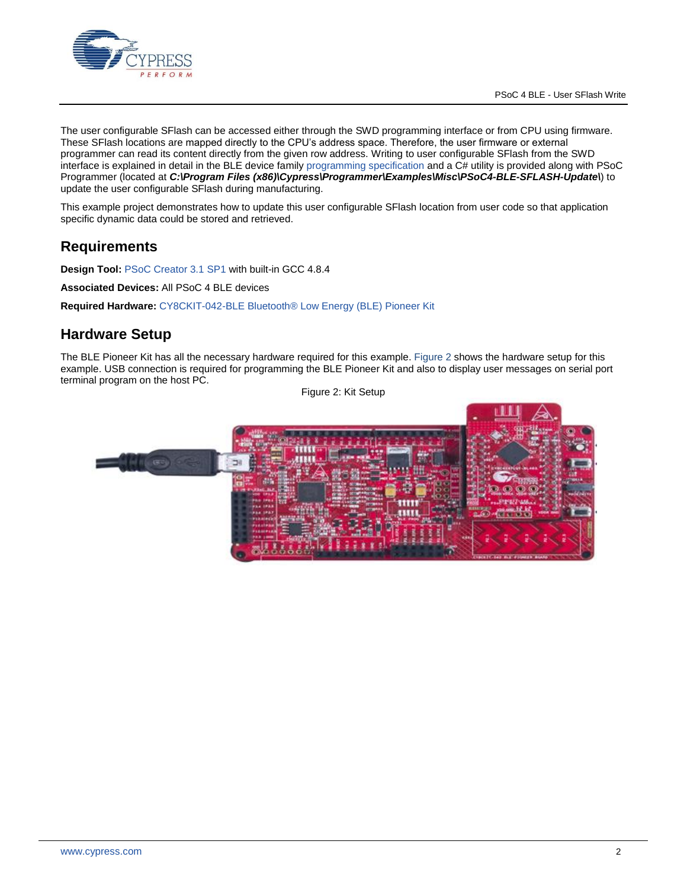The user configurable SFlash can be accessed either through the SWD programming interface or from CPU using firmware. These SFlash locations are mapped directly to the CPU's address space. Therefore, the user firmware or external programmer can read its content directly from the given row address. Writing to user configurable SFlash from the SWD interface is explained in detail in the BLE device family programming specification and a C# utility is provided along with PSoC Programmer (located at ***C:\Program Files (x86)\Cypress\Programmer\Examples\Misc\PSoC4-BLE-SFLASH-Update\***) to update the user configurable SFlash during manufacturing.

This example project demonstrates how to update this user configurable SFlash location from user code so that application specific dynamic data could be stored and retrieved.

## Requirements

**Design Tool:** PSoC Creator 3.1 SP1 with built-in GCC 4.8.4

**Associated Devices:** All PSoC 4 BLE devices

**Required Hardware:** CY8CKIT-042-BLE Bluetooth® Low Energy (BLE) Pioneer Kit

## Hardware Setup

The BLE Pioneer Kit has all the necessary hardware required for this example. Figure 2 shows the hardware setup for this example. USB connection is required for programming the BLE Pioneer Kit and also to display user messages on serial port terminal program on the host PC.

Figure 2: Kit Setup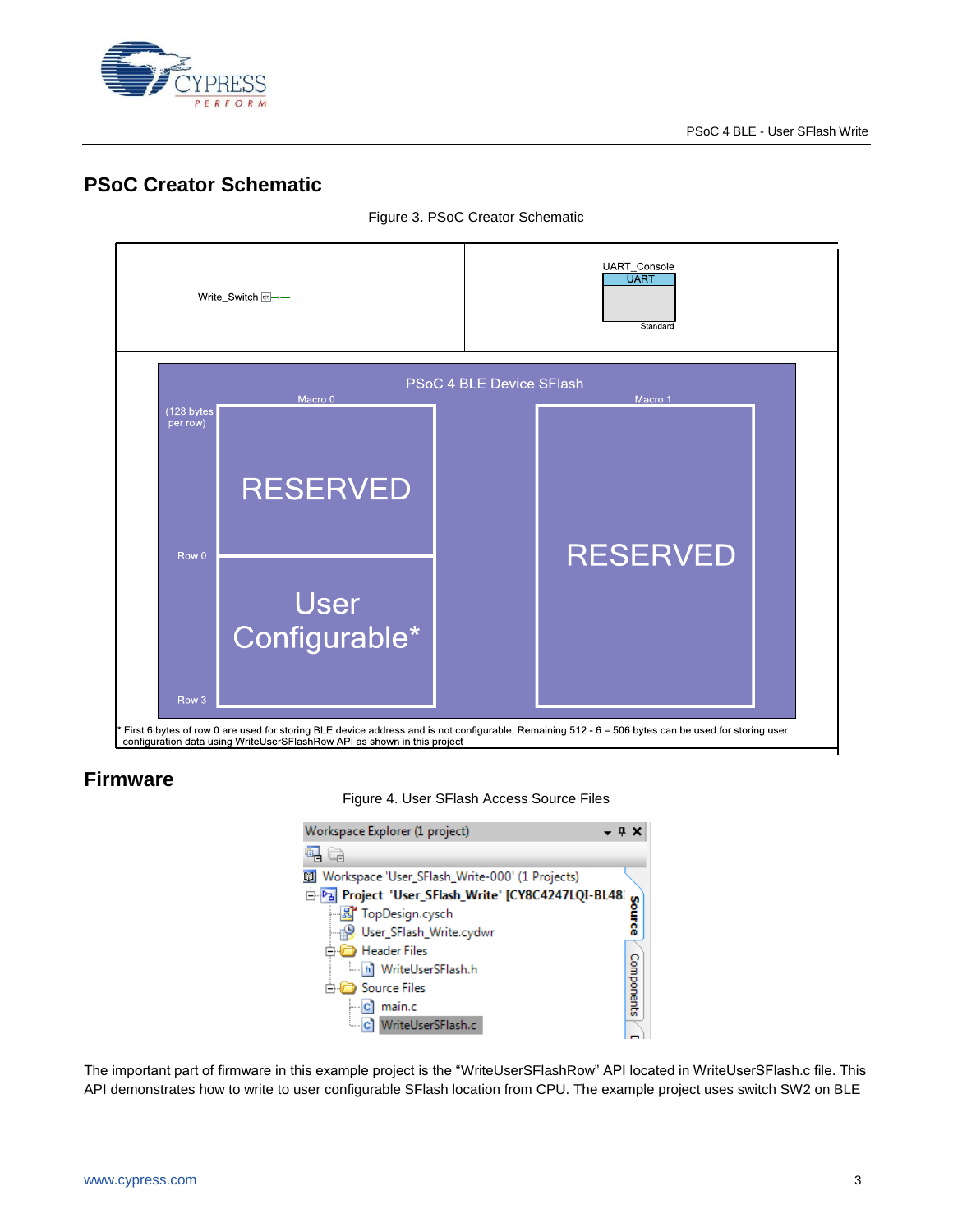## PSoC Creator Schematic

Figure 3. PSoC Creator Schematic

Write_Switch

UART_Console
UART
Standard

PSoC 4 BLE Device SFlash

Macro 0 | Macro 1

(128 bytes per row)

RESERVED

Row 0

User Configurable*

Row 3

RESERVED

* First 6 bytes of row 0 are used for storing BLE device address and is not configurable, Remaining 512 - 6 = 506 bytes can be used for storing user configuration data using WriteUserSFlashRow API as shown in this project

## Firmware

Figure 4. User SFlash Access Source Files

Workspace Explorer (1 project)

- Workspace 'User_SFlash_Write-000' (1 Projects)
  - Project 'User_SFlash_Write' [CY8C4247LQI-BL48]
    - TopDesign.cysch
    - User_SFlash_Write.cydwr
    - Header Files
      - WriteUserSFlash.h
    - Source Files
      - main.c
      - WriteUserSFlash.c

The important part of firmware in this example project is the "WriteUserSFlashRow" API located in WriteUserSFlash.c file. This API demonstrates how to write to user configurable SFlash location from CPU. The example project uses switch SW2 on BLE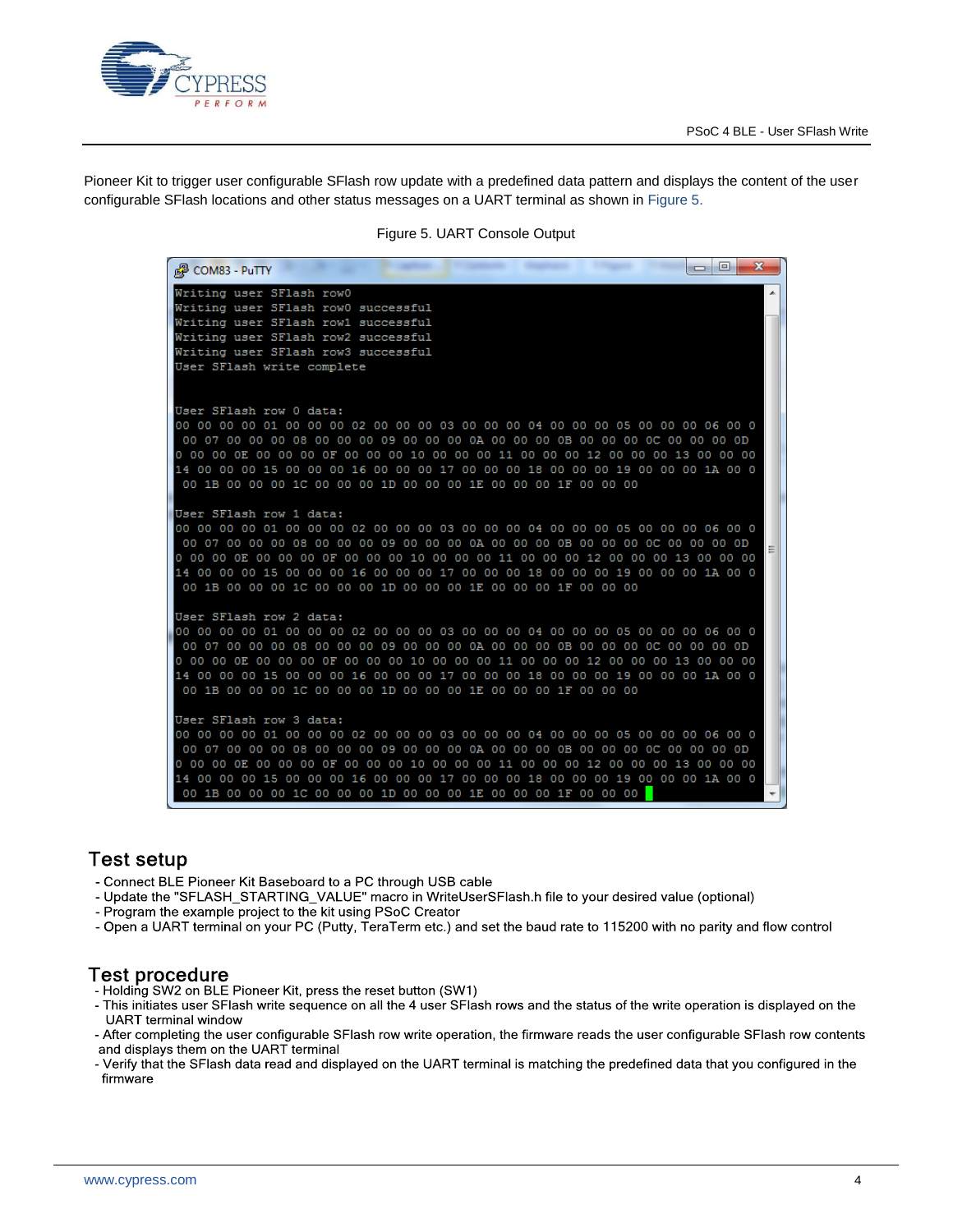Pioneer Kit to trigger user configurable SFlash row update with a predefined data pattern and displays the content of the user configurable SFlash locations and other status messages on a UART terminal as shown in Figure 5.

Figure 5. UART Console Output

```
COM83 - PuTTY

Writing user SFlash row0
Writing user SFlash row0 successful
Writing user SFlash row1 successful
Writing user SFlash row2 successful
Writing user SFlash row3 successful
User SFlash write complete


User SFlash row 0 data:
00 00 00 00 01 00 00 00 02 00 00 00 03 00 00 00 04 00 00 00 05 00 00 00 06 00 0
 00 07 00 00 00 08 00 00 00 09 00 00 00 0A 00 00 00 0B 00 00 00 0C 00 00 00 0D
0 00 00 0E 00 00 00 0F 00 00 00 10 00 00 00 11 00 00 00 12 00 00 00 13 00 00 00
14 00 00 00 15 00 00 00 16 00 00 00 17 00 00 00 18 00 00 00 19 00 00 00 1A 00 0
 00 1B 00 00 00 1C 00 00 00 1D 00 00 00 1E 00 00 00 1F 00 00 00

User SFlash row 1 data:
00 00 00 00 01 00 00 00 02 00 00 00 03 00 00 00 04 00 00 00 05 00 00 00 06 00 0
 00 07 00 00 00 08 00 00 00 09 00 00 00 0A 00 00 00 0B 00 00 00 0C 00 00 00 0D
0 00 00 0E 00 00 00 0F 00 00 00 10 00 00 00 11 00 00 00 12 00 00 00 13 00 00 00
14 00 00 00 15 00 00 00 16 00 00 00 17 00 00 00 18 00 00 00 19 00 00 00 1A 00 0
 00 1B 00 00 00 1C 00 00 00 1D 00 00 00 1E 00 00 00 1F 00 00 00

User SFlash row 2 data:
00 00 00 00 01 00 00 00 02 00 00 00 03 00 00 00 04 00 00 00 05 00 00 00 06 00 0
 00 07 00 00 00 08 00 00 00 09 00 00 00 0A 00 00 00 0B 00 00 00 0C 00 00 00 0D
0 00 00 0E 00 00 00 0F 00 00 00 10 00 00 00 11 00 00 00 12 00 00 00 13 00 00 00
14 00 00 00 15 00 00 00 16 00 00 00 17 00 00 00 18 00 00 00 19 00 00 00 1A 00 0
 00 1B 00 00 00 1C 00 00 00 1D 00 00 00 1E 00 00 00 1F 00 00 00

User SFlash row 3 data:
00 00 00 00 01 00 00 00 02 00 00 00 03 00 00 00 04 00 00 00 05 00 00 00 06 00 0
 00 07 00 00 00 08 00 00 00 09 00 00 00 0A 00 00 00 0B 00 00 00 0C 00 00 00 0D
0 00 00 0E 00 00 00 0F 00 00 00 10 00 00 00 11 00 00 00 12 00 00 00 13 00 00 00
14 00 00 00 15 00 00 00 16 00 00 00 17 00 00 00 18 00 00 00 19 00 00 00 1A 00 0
 00 1B 00 00 00 1C 00 00 00 1D 00 00 00 1E 00 00 00 1F 00 00 00
```

## Test setup

- Connect BLE Pioneer Kit Baseboard to a PC through USB cable
- Update the "SFLASH_STARTING_VALUE" macro in WriteUserSFlash.h file to your desired value (optional)
- Program the example project to the kit using PSoC Creator
- Open a UART terminal on your PC (Putty, TeraTerm etc.) and set the baud rate to 115200 with no parity and flow control

## Test procedure

- Holding SW2 on BLE Pioneer Kit, press the reset button (SW1)
- This initiates user SFlash write sequence on all the 4 user SFlash rows and the status of the write operation is displayed on the UART terminal window
- After completing the user configurable SFlash row write operation, the firmware reads the user configurable SFlash row contents and displays them on the UART terminal
- Verify that the SFlash data read and displayed on the UART terminal is matching the predefined data that you configured in the firmware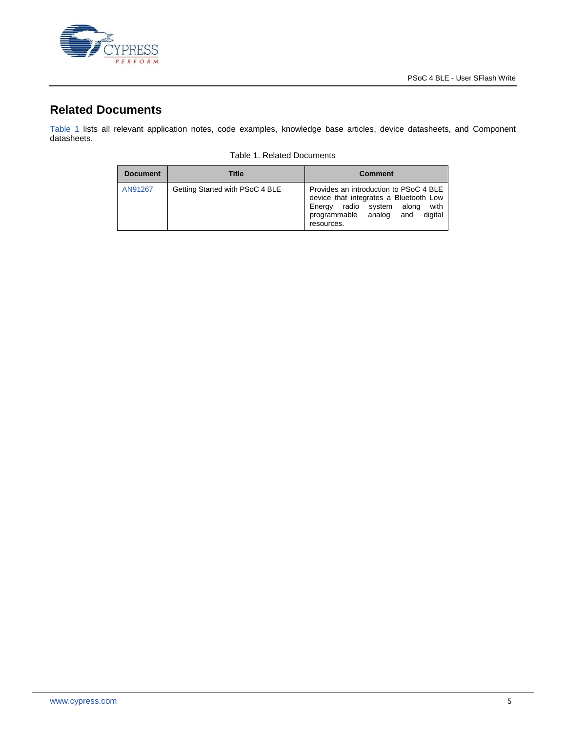## Related Documents

Table 1 lists all relevant application notes, code examples, knowledge base articles, device datasheets, and Component datasheets.

Table 1. Related Documents

| Document | Title | Comment |
|---|---|---|
| AN91267 | Getting Started with PSoC 4 BLE | Provides an introduction to PSoC 4 BLE device that integrates a Bluetooth Low Energy radio system along with programmable analog and digital resources. |

www.cypress.com